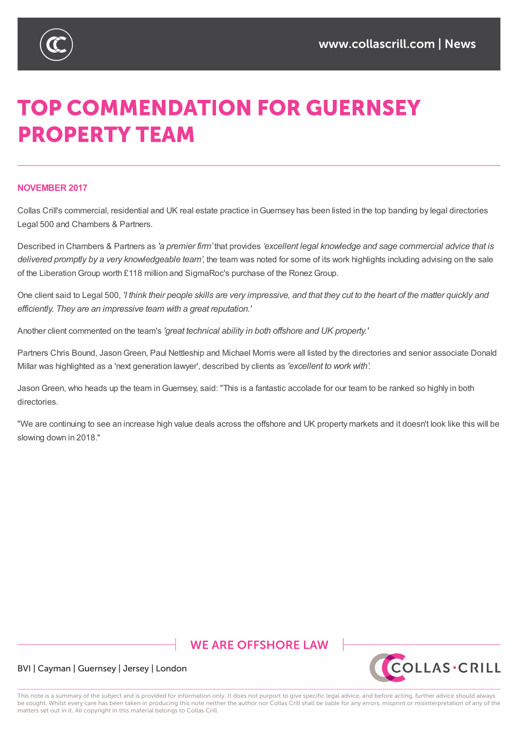# TOP COMMENDATION FOR GUERNSEY PROPERTY TEAM

**NOVEMBER 2017**

Collas Crill's commercial, residential and UK real estate practice in Guernsey has been listed in the top banding by legal directories Legal 500 and Chambers & Partners.

Described in Chambers & Partners as *'a premier firm'* that provides *'excellent legal knowledge and sage commercial advice that is delivered promptly by a very knowledgeable team'*, the team was noted for some of its work highlights including advising on the sale of the Liberation Group worth £118 million and SigmaRoc's purchase of the Ronez Group.

One client said to Legal 500, *'I think their people skills are very impressive, and that they cut to the heart of the matter quickly and efficiently. They are an impressive team with a great reputation.'*

Another client commented on the team's *'great technical ability in both offshore and UK property.'*

Partners Chris Bound, Jason Green, Paul Nettleship and Michael Morris were all listed by the directories and senior associate Donald Millar was highlighted as a 'next generation lawyer', described by clients as *'excellent to work with'*.

Jason Green, who heads up the team in Guernsey, said: "This is a fantastic accolade for our team to be ranked so highly in both directories.

"We are continuing to see an increase high value deals across the offshore and UK property markets and it doesn't look like this will be slowing down in 2018."

WE ARE OFFSHORE LAW

BVI | Cayman | Guernsey | Jersey | London

This note is a summary of the subject and is provided for information only. It does not purport to give specific legal advice, and before acting, further advice should always be sought. Whilst every care has been taken in producing this note neither the author nor Collas Crill shall be liable for any errors, misprint or misinterpretation of any of the matters set out in it. All copyright in this material belongs to Collas Crill.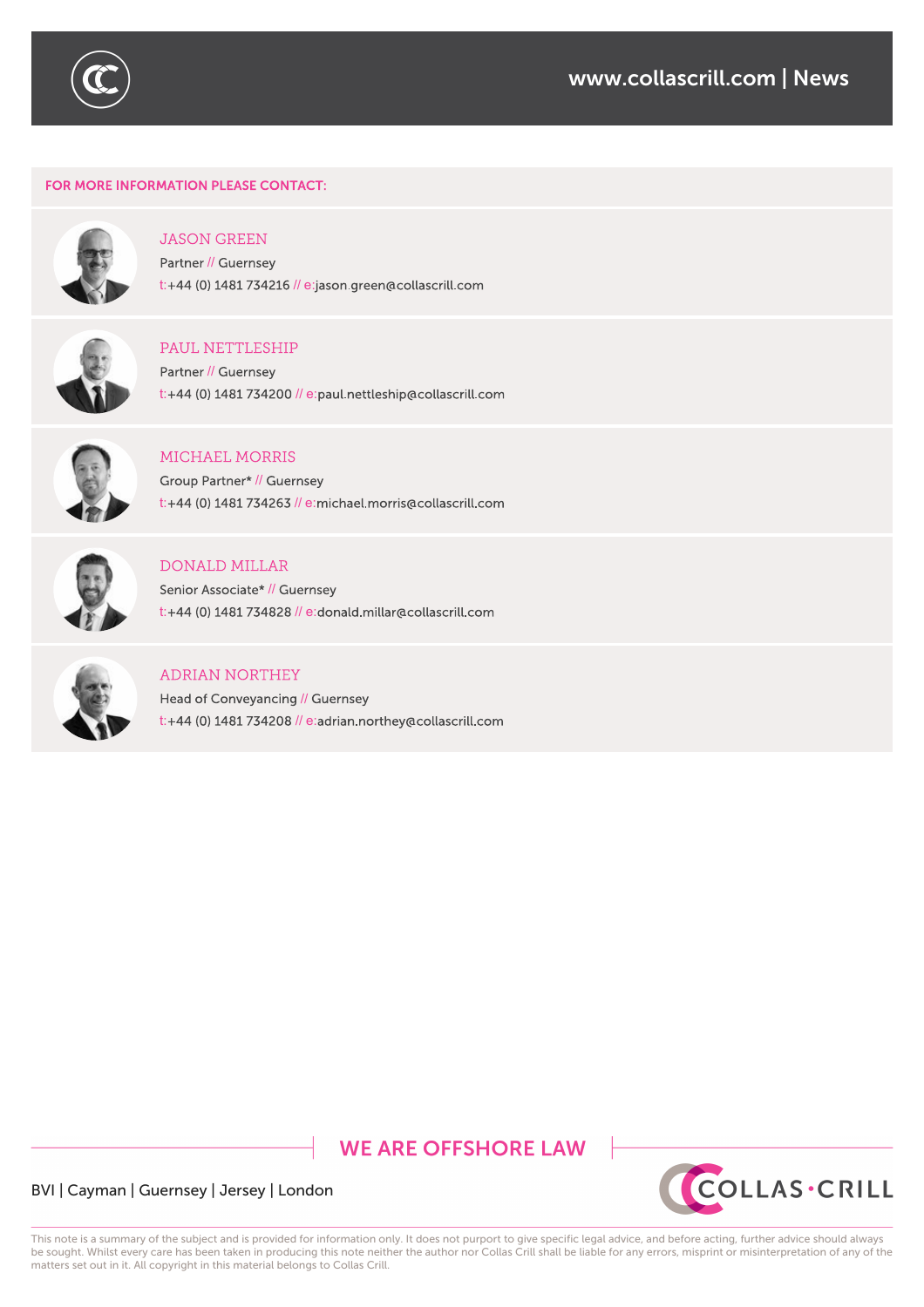FOR MORE INFORMATION PLEASE CONTACT:

JASON GREEN
Partner // Guernsey
t:+44 (0) 1481 734216 // e:jason.green@collascrill.com

PAUL NETTLESHIP
Partner // Guernsey
t:+44 (0) 1481 734200 // e:paul.nettleship@collascrill.com

MICHAEL MORRIS
Group Partner* // Guernsey
t:+44 (0) 1481 734263 // e:michael.morris@collascrill.com

DONALD MILLAR
Senior Associate* // Guernsey
t:+44 (0) 1481 734828 // e:donald.millar@collascrill.com

ADRIAN NORTHEY
Head of Conveyancing // Guernsey
t:+44 (0) 1481 734208 // e:adrian.northey@collascrill.com

WE ARE OFFSHORE LAW

BVI | Cayman | Guernsey | Jersey | London

COLLAS·CRILL

This note is a summary of the subject and is provided for information only. It does not purport to give specific legal advice, and before acting, further advice should always be sought. Whilst every care has been taken in producing this note neither the author nor Collas Crill shall be liable for any errors, misprint or misinterpretation of any of the matters set out in it. All copyright in this material belongs to Collas Crill.